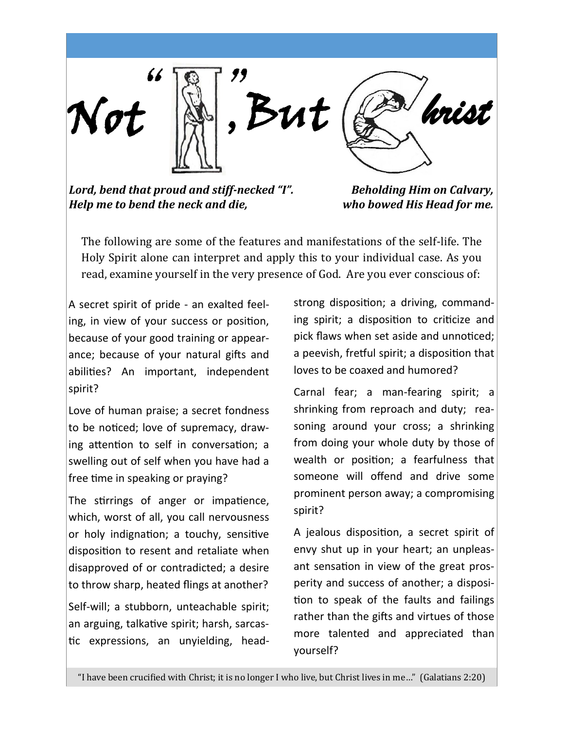# Not "I", But Christ

***Lord, bend that proud and stiff-necked "I".***
***Help me to bend the neck and die,***

***Beholding Him on Calvary,***
***who bowed His Head for me.***

The following are some of the features and manifestations of the self-life. The Holy Spirit alone can interpret and apply this to your individual case. As you read, examine yourself in the very presence of God. Are you ever conscious of:

A secret spirit of pride - an exalted feeling, in view of your success or position, because of your good training or appearance; because of your natural gifts and abilities? An important, independent spirit?

Love of human praise; a secret fondness to be noticed; love of supremacy, drawing attention to self in conversation; a swelling out of self when you have had a free time in speaking or praying?

The stirrings of anger or impatience, which, worst of all, you call nervousness or holy indignation; a touchy, sensitive disposition to resent and retaliate when disapproved of or contradicted; a desire to throw sharp, heated flings at another?

Self-will; a stubborn, unteachable spirit; an arguing, talkative spirit; harsh, sarcastic expressions, an unyielding, headstrong disposition; a driving, commanding spirit; a disposition to criticize and pick flaws when set aside and unnoticed; a peevish, fretful spirit; a disposition that loves to be coaxed and humored?

Carnal fear; a man-fearing spirit; a shrinking from reproach and duty; reasoning around your cross; a shrinking from doing your whole duty by those of wealth or position; a fearfulness that someone will offend and drive some prominent person away; a compromising spirit?

A jealous disposition, a secret spirit of envy shut up in your heart; an unpleasant sensation in view of the great prosperity and success of another; a disposition to speak of the faults and failings rather than the gifts and virtues of those more talented and appreciated than yourself?

"I have been crucified with Christ; it is no longer I who live, but Christ lives in me…" (Galatians 2:20)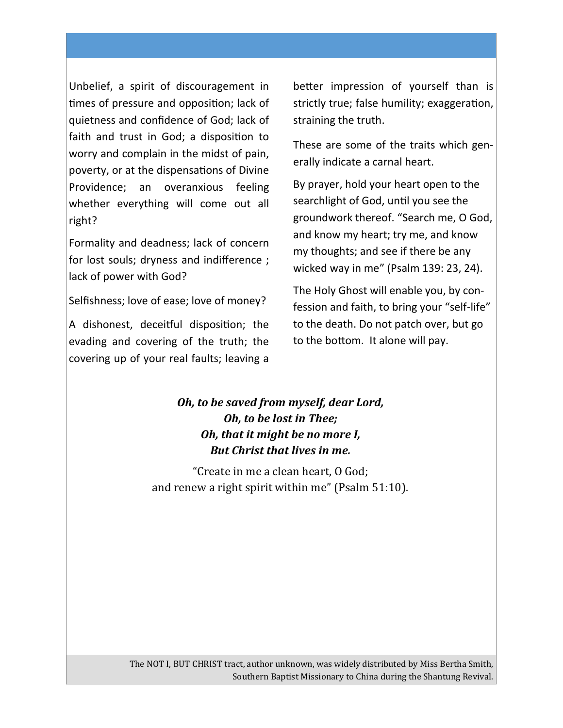Unbelief, a spirit of discouragement in times of pressure and opposition; lack of quietness and confidence of God; lack of faith and trust in God; a disposition to worry and complain in the midst of pain, poverty, or at the dispensations of Divine Providence; an overanxious feeling whether everything will come out all right?

Formality and deadness; lack of concern for lost souls; dryness and indifference ; lack of power with God?

Selfishness; love of ease; love of money?

A dishonest, deceitful disposition; the evading and covering of the truth; the covering up of your real faults; leaving a better impression of yourself than is strictly true; false humility; exaggeration, straining the truth.

These are some of the traits which generally indicate a carnal heart.

By prayer, hold your heart open to the searchlight of God, until you see the groundwork thereof. "Search me, O God, and know my heart; try me, and know my thoughts; and see if there be any wicked way in me" (Psalm 139: 23, 24).

The Holy Ghost will enable you, by confession and faith, to bring your "self-life" to the death. Do not patch over, but go to the bottom. It alone will pay.

***Oh, to be saved from myself, dear Lord,***
***Oh, to be lost in Thee;***
***Oh, that it might be no more I,***
***But Christ that lives in me.***

"Create in me a clean heart, O God;
and renew a right spirit within me" (Psalm 51:10).

The NOT I, BUT CHRIST tract, author unknown, was widely distributed by Miss Bertha Smith, Southern Baptist Missionary to China during the Shantung Revival.